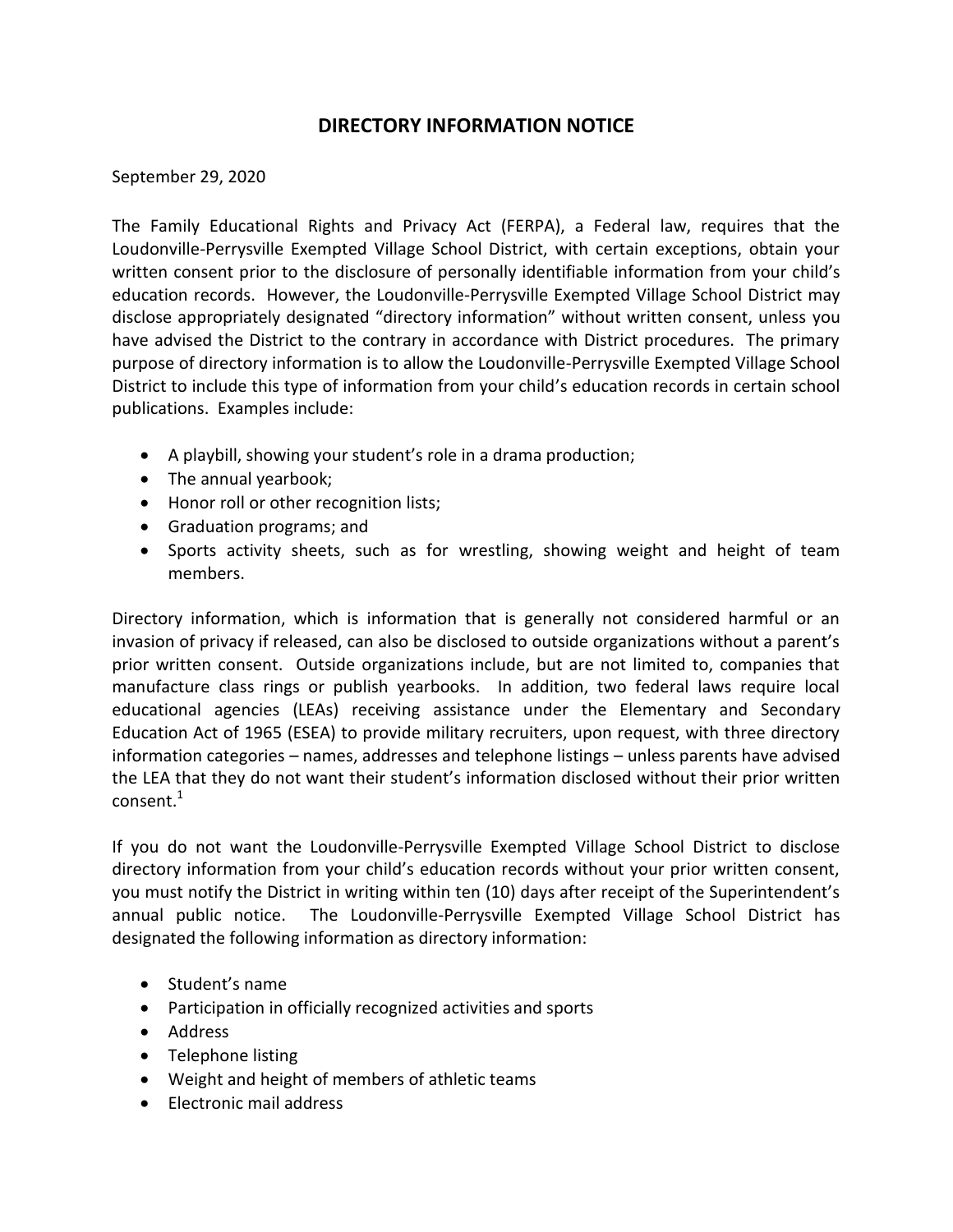# DIRECTORY INFORMATION NOTICE

September 29, 2020

The Family Educational Rights and Privacy Act (FERPA), a Federal law, requires that the Loudonville-Perrysville Exempted Village School District, with certain exceptions, obtain your written consent prior to the disclosure of personally identifiable information from your child's education records. However, the Loudonville-Perrysville Exempted Village School District may disclose appropriately designated "directory information" without written consent, unless you have advised the District to the contrary in accordance with District procedures. The primary purpose of directory information is to allow the Loudonville-Perrysville Exempted Village School District to include this type of information from your child's education records in certain school publications. Examples include:

- A playbill, showing your student's role in a drama production;
- The annual yearbook;
- Honor roll or other recognition lists;
- Graduation programs; and
- Sports activity sheets, such as for wrestling, showing weight and height of team members.

Directory information, which is information that is generally not considered harmful or an invasion of privacy if released, can also be disclosed to outside organizations without a parent's prior written consent. Outside organizations include, but are not limited to, companies that manufacture class rings or publish yearbooks. In addition, two federal laws require local educational agencies (LEAs) receiving assistance under the Elementary and Secondary Education Act of 1965 (ESEA) to provide military recruiters, upon request, with three directory information categories – names, addresses and telephone listings – unless parents have advised the LEA that they do not want their student's information disclosed without their prior written consent.[1]

If you do not want the Loudonville-Perrysville Exempted Village School District to disclose directory information from your child's education records without your prior written consent, you must notify the District in writing within ten (10) days after receipt of the Superintendent's annual public notice. The Loudonville-Perrysville Exempted Village School District has designated the following information as directory information:

- Student's name
- Participation in officially recognized activities and sports
- Address
- Telephone listing
- Weight and height of members of athletic teams
- Electronic mail address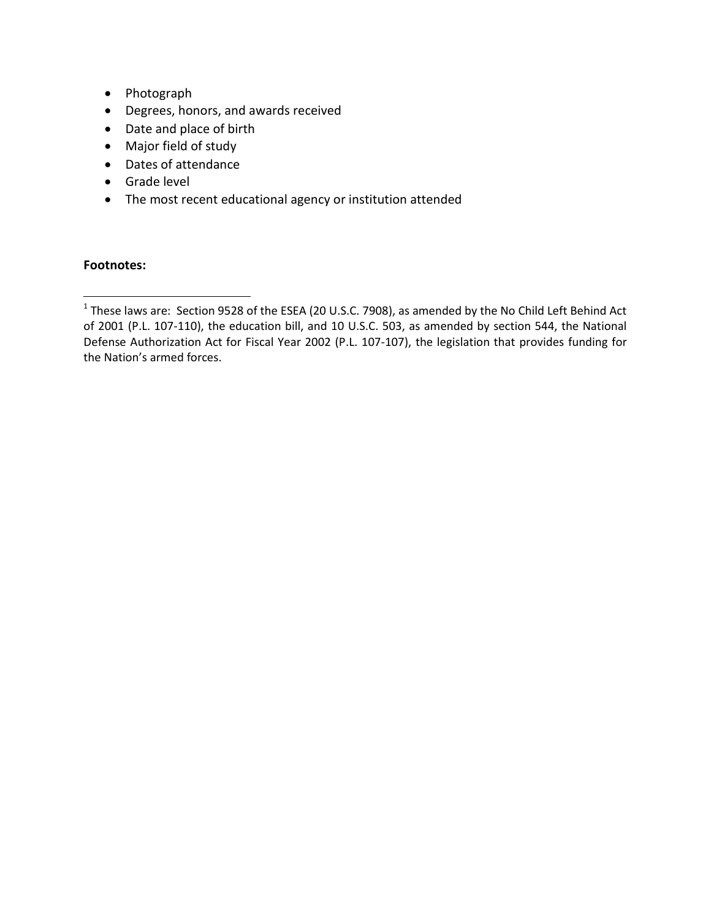- Photograph
- Degrees, honors, and awards received
- Date and place of birth
- Major field of study
- Dates of attendance
- Grade level
- The most recent educational agency or institution attended

**Footnotes:**

[1] These laws are: Section 9528 of the ESEA (20 U.S.C. 7908), as amended by the No Child Left Behind Act of 2001 (P.L. 107-110), the education bill, and 10 U.S.C. 503, as amended by section 544, the National Defense Authorization Act for Fiscal Year 2002 (P.L. 107-107), the legislation that provides funding for the Nation's armed forces.